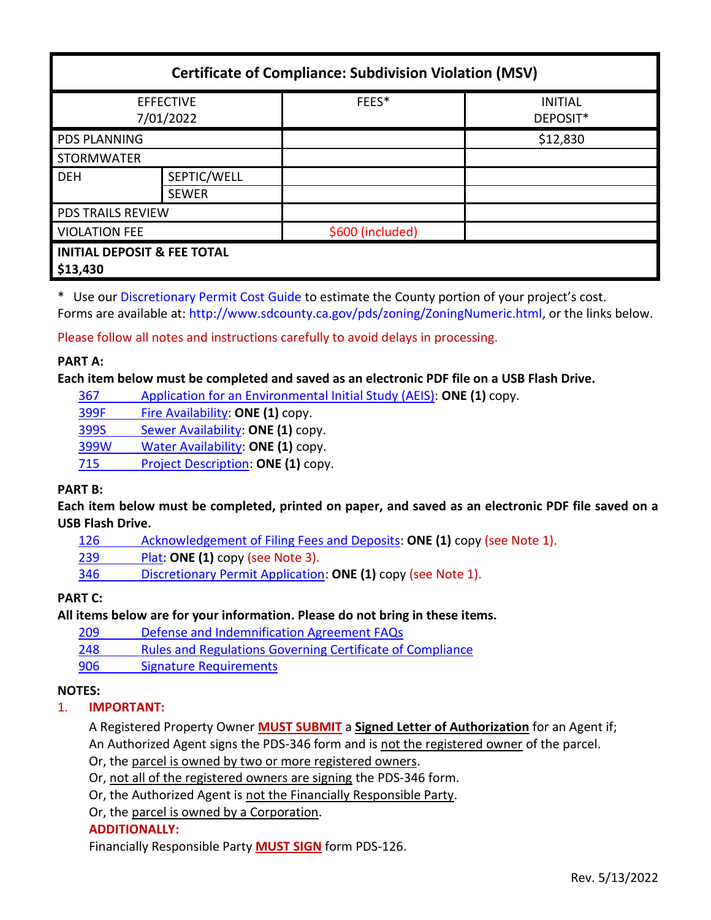# Certificate of Compliance: Subdivision Violation (MSV)

| EFFECTIVE 7/01/2022 | | FEES* | INITIAL DEPOSIT* |
|---|---|---|---|
| PDS PLANNING | | | $12,830 |
| STORMWATER | | | |
| DEH | SEPTIC/WELL | | |
| | SEWER | | |
| PDS TRAILS REVIEW | | | |
| VIOLATION FEE | | $600 (included) | |
| **INITIAL DEPOSIT & FEE TOTAL $13,430** | | | |

\* Use our Discretionary Permit Cost Guide to estimate the County portion of your project's cost.
Forms are available at: http://www.sdcounty.ca.gov/pds/zoning/ZoningNumeric.html, or the links below.

Please follow all notes and instructions carefully to avoid delays in processing.

**PART A:**

**Each item below must be completed and saved as an electronic PDF file on a USB Flash Drive.**

- 367 Application for an Environmental Initial Study (AEIS): **ONE (1)** copy.
- 399F Fire Availability: **ONE (1)** copy.
- 399S Sewer Availability: **ONE (1)** copy.
- 399W Water Availability: **ONE (1)** copy.
- 715 Project Description: **ONE (1)** copy.

**PART B:**

**Each item below must be completed, printed on paper, and saved as an electronic PDF file saved on a USB Flash Drive.**

- 126 Acknowledgement of Filing Fees and Deposits: **ONE (1)** copy (see Note 1).
- 239 Plat: **ONE (1)** copy (see Note 3).
- 346 Discretionary Permit Application: **ONE (1)** copy (see Note 1).

**PART C:**

**All items below are for your information. Please do not bring in these items.**

- 209 Defense and Indemnification Agreement FAQs
- 248 Rules and Regulations Governing Certificate of Compliance
- 906 Signature Requirements

**NOTES:**

1. **IMPORTANT:**

   A Registered Property Owner **MUST SUBMIT** a **Signed Letter of Authorization** for an Agent if;
   An Authorized Agent signs the PDS-346 form and is not the registered owner of the parcel.
   Or, the parcel is owned by two or more registered owners.
   Or, not all of the registered owners are signing the PDS-346 form.
   Or, the Authorized Agent is not the Financially Responsible Party.
   Or, the parcel is owned by a Corporation.

   **ADDITIONALLY:**

   Financially Responsible Party **MUST SIGN** form PDS-126.

Rev. 5/13/2022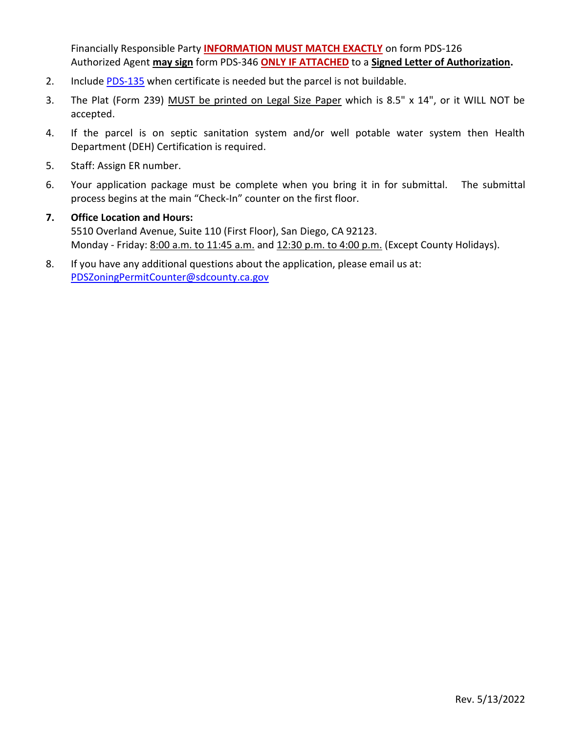Financially Responsible Party **INFORMATION MUST MATCH EXACTLY** on form PDS-126
Authorized Agent **may sign** form PDS-346 **ONLY IF ATTACHED** to a **Signed Letter of Authorization.**

2. Include [PDS-135](PDS-135) when certificate is needed but the parcel is not buildable.
3. The Plat (Form 239) MUST be printed on Legal Size Paper which is 8.5" x 14", or it WILL NOT be accepted.
4. If the parcel is on septic sanitation system and/or well potable water system then Health Department (DEH) Certification is required.
5. Staff: Assign ER number.
6. Your application package must be complete when you bring it in for submittal. The submittal process begins at the main "Check-In" counter on the first floor.
7. **Office Location and Hours:**
   5510 Overland Avenue, Suite 110 (First Floor), San Diego, CA 92123.
   Monday - Friday: 8:00 a.m. to 11:45 a.m. and 12:30 p.m. to 4:00 p.m. (Except County Holidays).
8. If you have any additional questions about the application, please email us at:
   PDSZoningPermitCounter@sdcounty.ca.gov

Rev. 5/13/2022